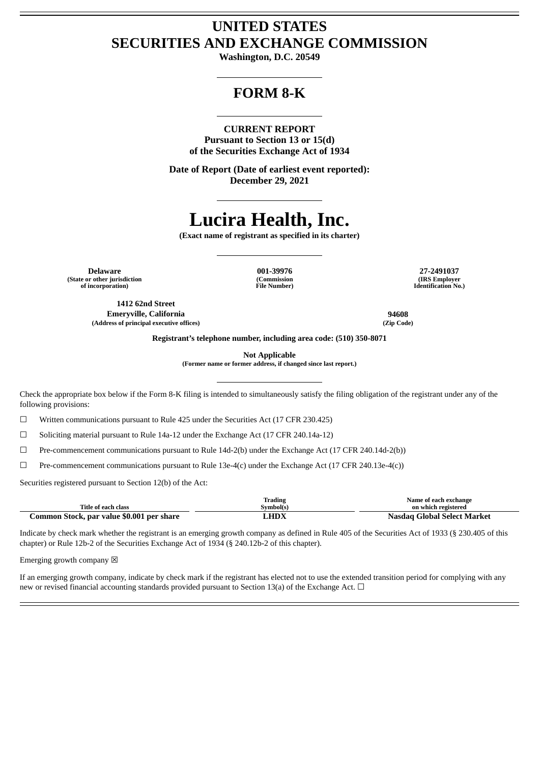# UNITED STATES
# SECURITIES AND EXCHANGE COMMISSION

**Washington, D.C. 20549**

---

# FORM 8-K

---

**CURRENT REPORT**
**Pursuant to Section 13 or 15(d)**
**of the Securities Exchange Act of 1934**

**Date of Report (Date of earliest event reported):**
**December 29, 2021**

---

# Lucira Health, Inc.

**(Exact name of registrant as specified in its charter)**

---

| Delaware | 001-39976 | 27-2491037 |
|---|---|---|
| (State or other jurisdiction of incorporation) | (Commission File Number) | (IRS Employer Identification No.) |

| 1412 62nd Street Emeryville, California | 94608 |
|---|---|
| (Address of principal executive offices) | (Zip Code) |

**Registrant's telephone number, including area code: (510) 350-8071**

**Not Applicable**
**(Former name or former address, if changed since last report.)**

---

Check the appropriate box below if the Form 8-K filing is intended to simultaneously satisfy the filing obligation of the registrant under any of the following provisions:

☐ Written communications pursuant to Rule 425 under the Securities Act (17 CFR 230.425)

☐ Soliciting material pursuant to Rule 14a-12 under the Exchange Act (17 CFR 240.14a-12)

☐ Pre-commencement communications pursuant to Rule 14d-2(b) under the Exchange Act (17 CFR 240.14d-2(b))

☐ Pre-commencement communications pursuant to Rule 13e-4(c) under the Exchange Act (17 CFR 240.13e-4(c))

Securities registered pursuant to Section 12(b) of the Act:

| Title of each class | Trading Symbol(s) | Name of each exchange on which registered |
|---|---|---|
| **Common Stock, par value $0.001 per share** | **LHDX** | **Nasdaq Global Select Market** |

Indicate by check mark whether the registrant is an emerging growth company as defined in Rule 405 of the Securities Act of 1933 (§ 230.405 of this chapter) or Rule 12b-2 of the Securities Exchange Act of 1934 (§ 240.12b-2 of this chapter).

Emerging growth company ☒

If an emerging growth company, indicate by check mark if the registrant has elected not to use the extended transition period for complying with any new or revised financial accounting standards provided pursuant to Section 13(a) of the Exchange Act. ☐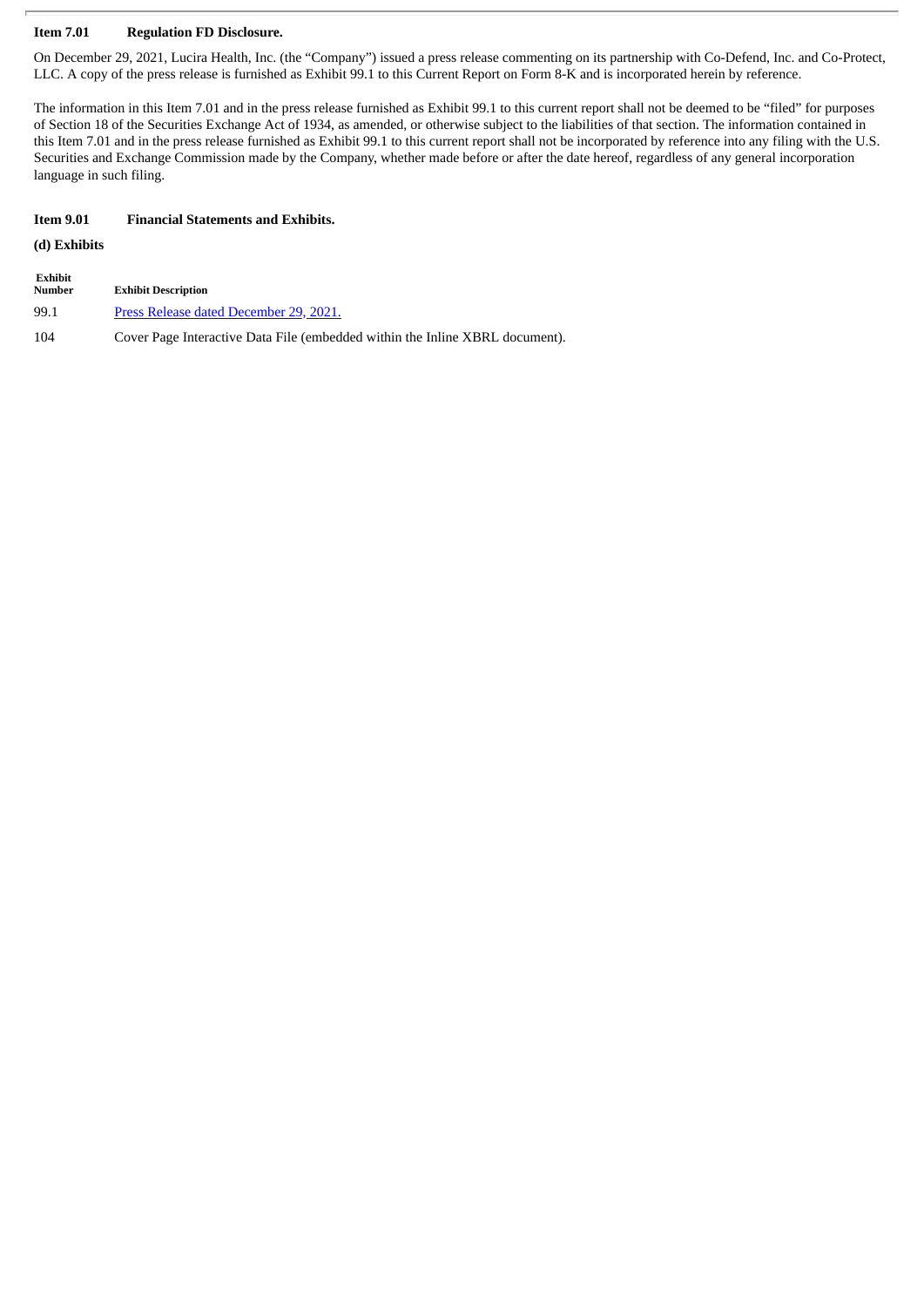**Item 7.01 Regulation FD Disclosure.**

On December 29, 2021, Lucira Health, Inc. (the "Company") issued a press release commenting on its partnership with Co-Defend, Inc. and Co-Protect, LLC. A copy of the press release is furnished as Exhibit 99.1 to this Current Report on Form 8-K and is incorporated herein by reference.

The information in this Item 7.01 and in the press release furnished as Exhibit 99.1 to this current report shall not be deemed to be "filed" for purposes of Section 18 of the Securities Exchange Act of 1934, as amended, or otherwise subject to the liabilities of that section. The information contained in this Item 7.01 and in the press release furnished as Exhibit 99.1 to this current report shall not be incorporated by reference into any filing with the U.S. Securities and Exchange Commission made by the Company, whether made before or after the date hereof, regardless of any general incorporation language in such filing.

**Item 9.01 Financial Statements and Exhibits.**

**(d) Exhibits**

| Exhibit Number | Exhibit Description |
|---|---|
| 99.1 | Press Release dated December 29, 2021. |
| 104 | Cover Page Interactive Data File (embedded within the Inline XBRL document). |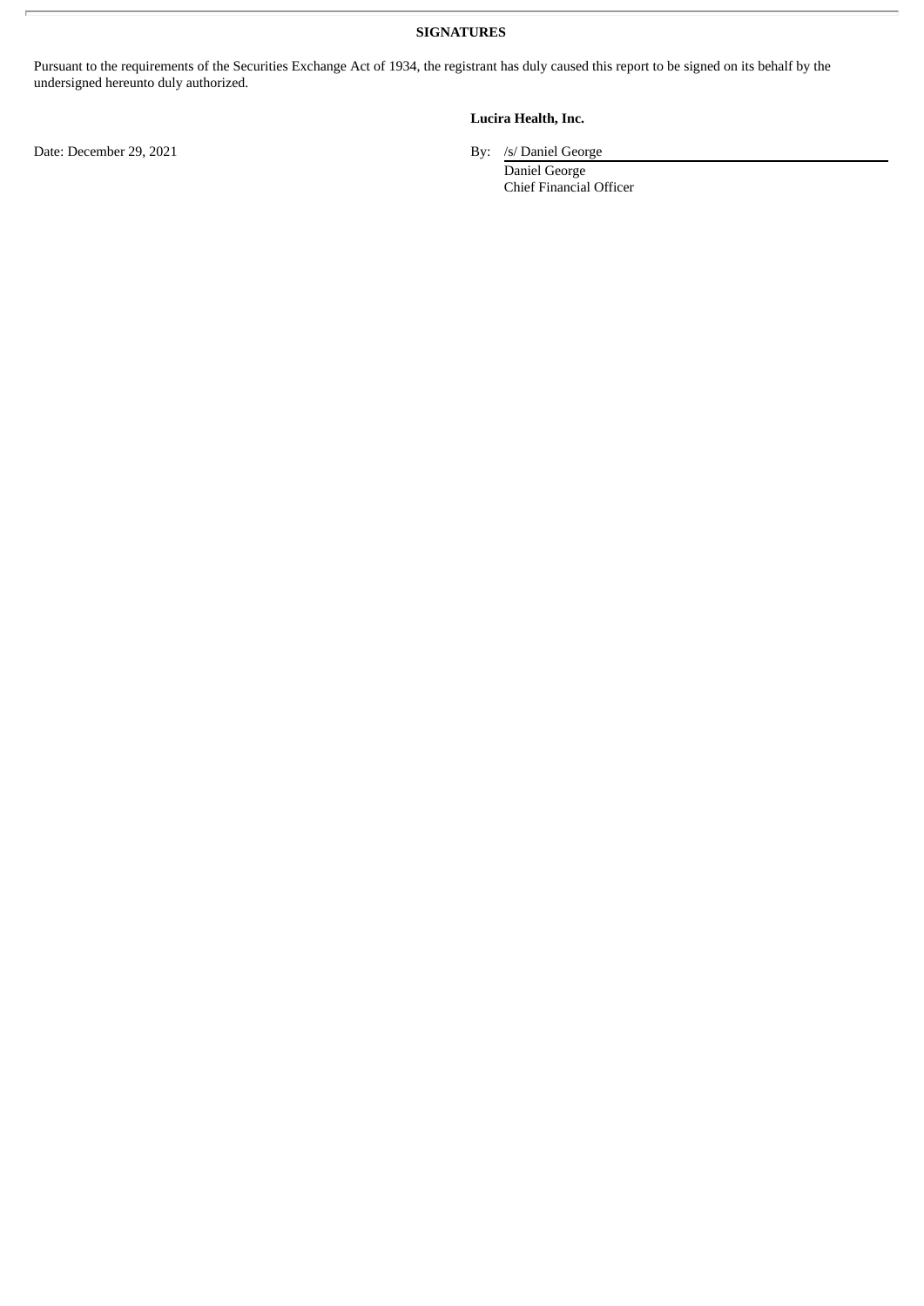**SIGNATURES**

Pursuant to the requirements of the Securities Exchange Act of 1934, the registrant has duly caused this report to be signed on its behalf by the undersigned hereunto duly authorized.

**Lucira Health, Inc.**

Date: December 29, 2021

By: /s/ Daniel George
Daniel George
Chief Financial Officer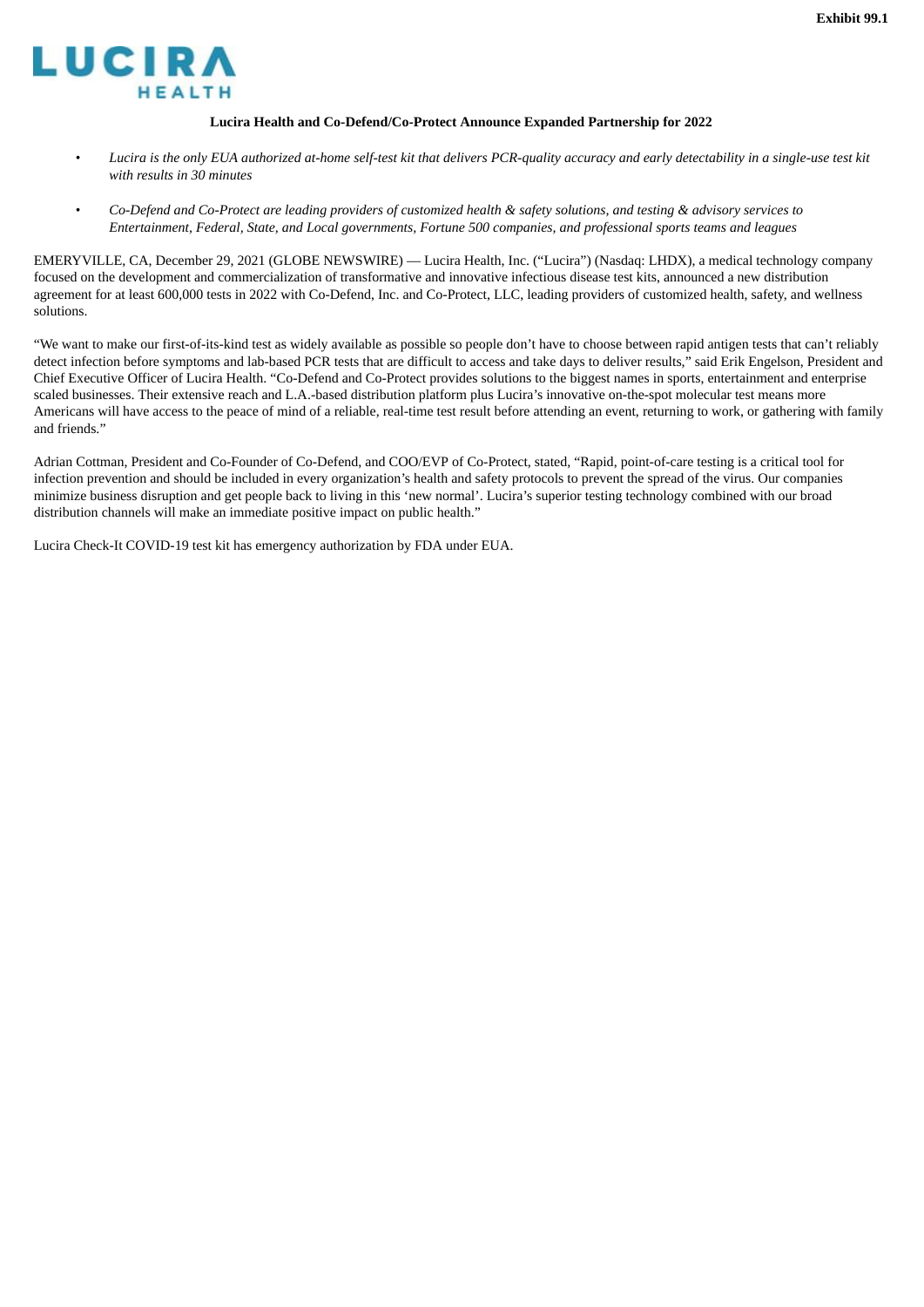Exhibit 99.1

LUCIRA HEALTH

**Lucira Health and Co-Defend/Co-Protect Announce Expanded Partnership for 2022**

- *Lucira is the only EUA authorized at-home self-test kit that delivers PCR-quality accuracy and early detectability in a single-use test kit with results in 30 minutes*
- *Co-Defend and Co-Protect are leading providers of customized health & safety solutions, and testing & advisory services to Entertainment, Federal, State, and Local governments, Fortune 500 companies, and professional sports teams and leagues*

EMERYVILLE, CA, December 29, 2021 (GLOBE NEWSWIRE) — Lucira Health, Inc. ("Lucira") (Nasdaq: LHDX), a medical technology company focused on the development and commercialization of transformative and innovative infectious disease test kits, announced a new distribution agreement for at least 600,000 tests in 2022 with Co-Defend, Inc. and Co-Protect, LLC, leading providers of customized health, safety, and wellness solutions.

"We want to make our first-of-its-kind test as widely available as possible so people don't have to choose between rapid antigen tests that can't reliably detect infection before symptoms and lab-based PCR tests that are difficult to access and take days to deliver results," said Erik Engelson, President and Chief Executive Officer of Lucira Health. "Co-Defend and Co-Protect provides solutions to the biggest names in sports, entertainment and enterprise scaled businesses. Their extensive reach and L.A.-based distribution platform plus Lucira's innovative on-the-spot molecular test means more Americans will have access to the peace of mind of a reliable, real-time test result before attending an event, returning to work, or gathering with family and friends."

Adrian Cottman, President and Co-Founder of Co-Defend, and COO/EVP of Co-Protect, stated, "Rapid, point-of-care testing is a critical tool for infection prevention and should be included in every organization's health and safety protocols to prevent the spread of the virus. Our companies minimize business disruption and get people back to living in this 'new normal'. Lucira's superior testing technology combined with our broad distribution channels will make an immediate positive impact on public health."

Lucira Check-It COVID-19 test kit has emergency authorization by FDA under EUA.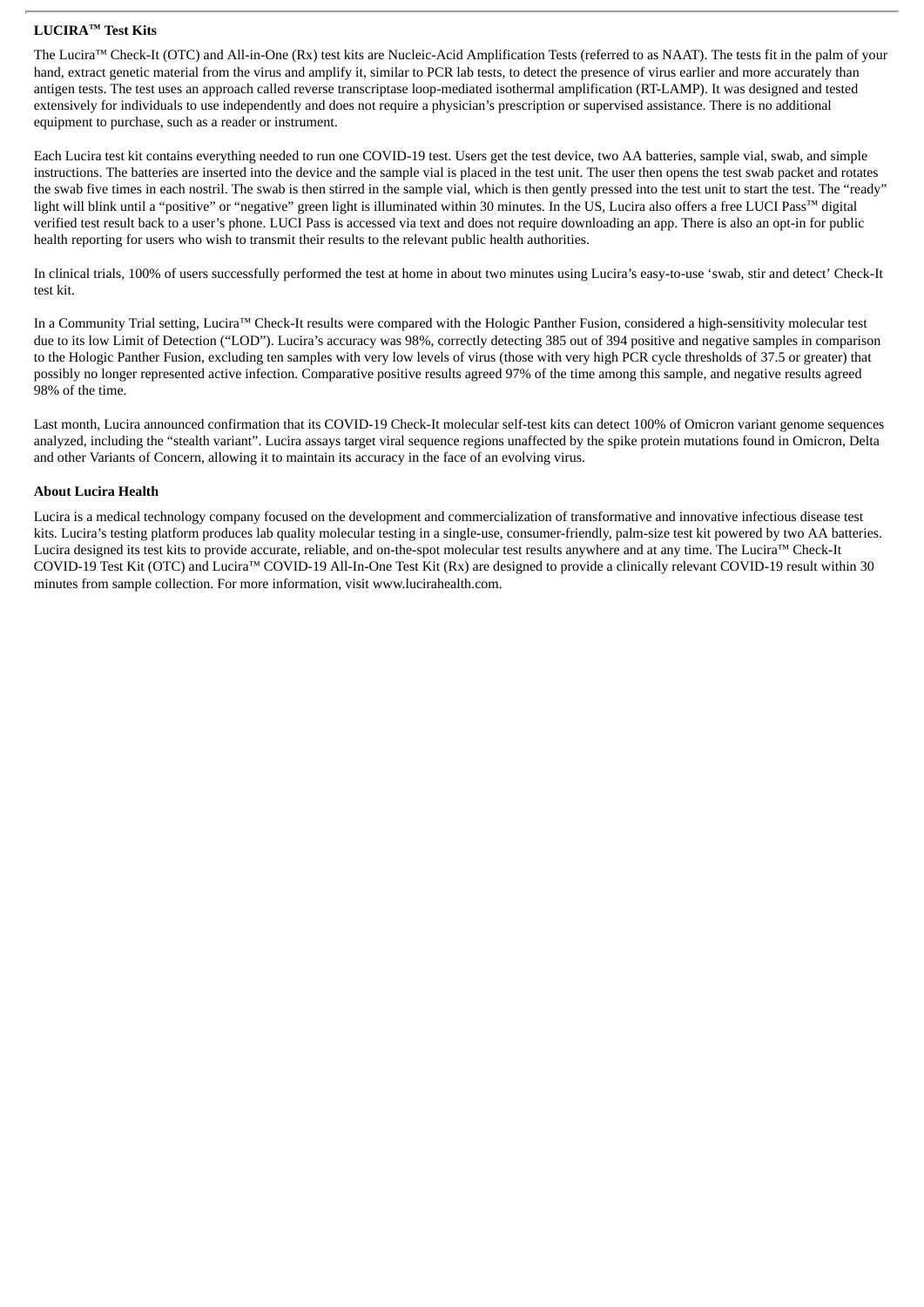**LUCIRA™ Test Kits**

The Lucira™ Check-It (OTC) and All-in-One (Rx) test kits are Nucleic-Acid Amplification Tests (referred to as NAAT). The tests fit in the palm of your hand, extract genetic material from the virus and amplify it, similar to PCR lab tests, to detect the presence of virus earlier and more accurately than antigen tests. The test uses an approach called reverse transcriptase loop-mediated isothermal amplification (RT-LAMP). It was designed and tested extensively for individuals to use independently and does not require a physician's prescription or supervised assistance. There is no additional equipment to purchase, such as a reader or instrument.

Each Lucira test kit contains everything needed to run one COVID-19 test. Users get the test device, two AA batteries, sample vial, swab, and simple instructions. The batteries are inserted into the device and the sample vial is placed in the test unit. The user then opens the test swab packet and rotates the swab five times in each nostril. The swab is then stirred in the sample vial, which is then gently pressed into the test unit to start the test. The "ready" light will blink until a "positive" or "negative" green light is illuminated within 30 minutes. In the US, Lucira also offers a free LUCI Pass™ digital verified test result back to a user's phone. LUCI Pass is accessed via text and does not require downloading an app. There is also an opt-in for public health reporting for users who wish to transmit their results to the relevant public health authorities.

In clinical trials, 100% of users successfully performed the test at home in about two minutes using Lucira's easy-to-use 'swab, stir and detect' Check-It test kit.

In a Community Trial setting, Lucira™ Check-It results were compared with the Hologic Panther Fusion, considered a high-sensitivity molecular test due to its low Limit of Detection ("LOD"). Lucira's accuracy was 98%, correctly detecting 385 out of 394 positive and negative samples in comparison to the Hologic Panther Fusion, excluding ten samples with very low levels of virus (those with very high PCR cycle thresholds of 37.5 or greater) that possibly no longer represented active infection. Comparative positive results agreed 97% of the time among this sample, and negative results agreed 98% of the time.

Last month, Lucira announced confirmation that its COVID-19 Check-It molecular self-test kits can detect 100% of Omicron variant genome sequences analyzed, including the "stealth variant". Lucira assays target viral sequence regions unaffected by the spike protein mutations found in Omicron, Delta and other Variants of Concern, allowing it to maintain its accuracy in the face of an evolving virus.

**About Lucira Health**

Lucira is a medical technology company focused on the development and commercialization of transformative and innovative infectious disease test kits. Lucira's testing platform produces lab quality molecular testing in a single-use, consumer-friendly, palm-size test kit powered by two AA batteries. Lucira designed its test kits to provide accurate, reliable, and on-the-spot molecular test results anywhere and at any time. The Lucira™ Check-It COVID-19 Test Kit (OTC) and Lucira™ COVID-19 All-In-One Test Kit (Rx) are designed to provide a clinically relevant COVID-19 result within 30 minutes from sample collection. For more information, visit www.lucirahealth.com.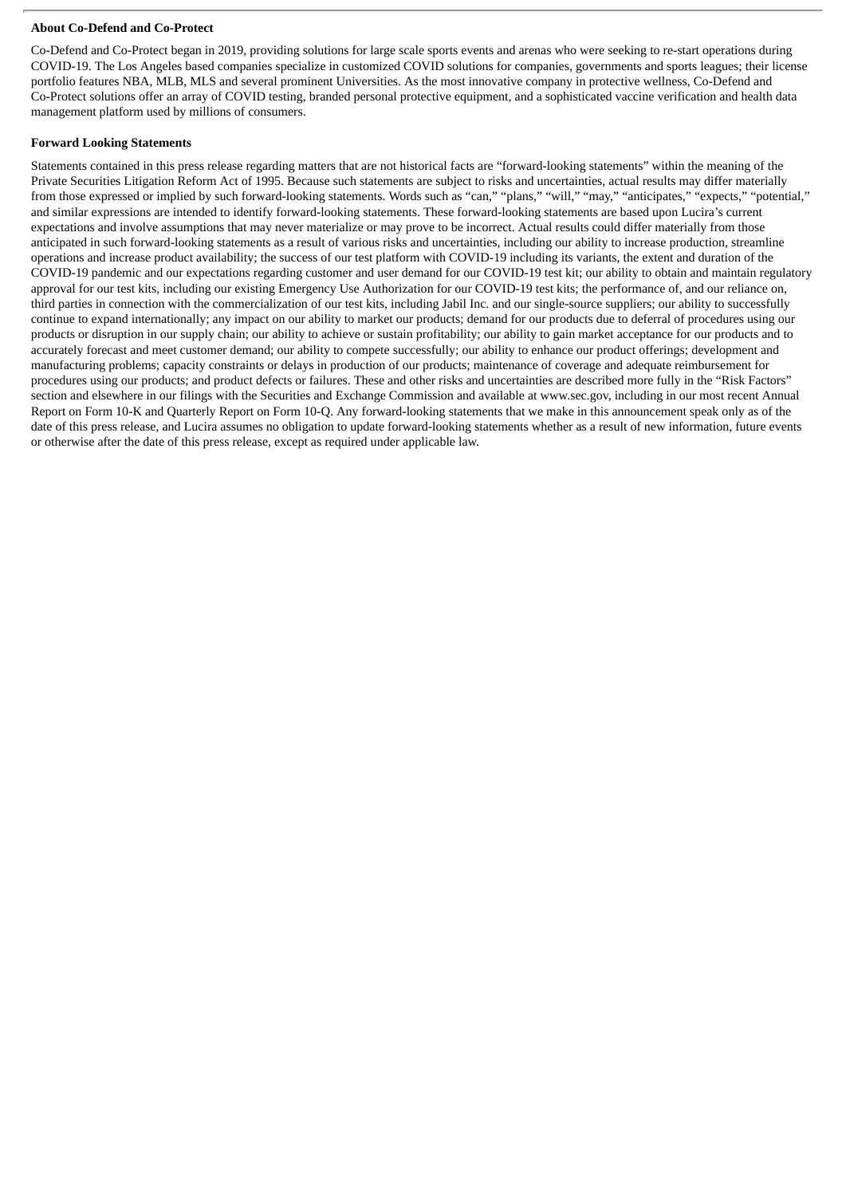**About Co-Defend and Co-Protect**

Co-Defend and Co-Protect began in 2019, providing solutions for large scale sports events and arenas who were seeking to re-start operations during COVID-19. The Los Angeles based companies specialize in customized COVID solutions for companies, governments and sports leagues; their license portfolio features NBA, MLB, MLS and several prominent Universities. As the most innovative company in protective wellness, Co-Defend and Co-Protect solutions offer an array of COVID testing, branded personal protective equipment, and a sophisticated vaccine verification and health data management platform used by millions of consumers.

**Forward Looking Statements**

Statements contained in this press release regarding matters that are not historical facts are "forward-looking statements" within the meaning of the Private Securities Litigation Reform Act of 1995. Because such statements are subject to risks and uncertainties, actual results may differ materially from those expressed or implied by such forward-looking statements. Words such as "can," "plans," "will," "may," "anticipates," "expects," "potential," and similar expressions are intended to identify forward-looking statements. These forward-looking statements are based upon Lucira's current expectations and involve assumptions that may never materialize or may prove to be incorrect. Actual results could differ materially from those anticipated in such forward-looking statements as a result of various risks and uncertainties, including our ability to increase production, streamline operations and increase product availability; the success of our test platform with COVID-19 including its variants, the extent and duration of the COVID-19 pandemic and our expectations regarding customer and user demand for our COVID-19 test kit; our ability to obtain and maintain regulatory approval for our test kits, including our existing Emergency Use Authorization for our COVID-19 test kits; the performance of, and our reliance on, third parties in connection with the commercialization of our test kits, including Jabil Inc. and our single-source suppliers; our ability to successfully continue to expand internationally; any impact on our ability to market our products; demand for our products due to deferral of procedures using our products or disruption in our supply chain; our ability to achieve or sustain profitability; our ability to gain market acceptance for our products and to accurately forecast and meet customer demand; our ability to compete successfully; our ability to enhance our product offerings; development and manufacturing problems; capacity constraints or delays in production of our products; maintenance of coverage and adequate reimbursement for procedures using our products; and product defects or failures. These and other risks and uncertainties are described more fully in the "Risk Factors" section and elsewhere in our filings with the Securities and Exchange Commission and available at www.sec.gov, including in our most recent Annual Report on Form 10-K and Quarterly Report on Form 10-Q. Any forward-looking statements that we make in this announcement speak only as of the date of this press release, and Lucira assumes no obligation to update forward-looking statements whether as a result of new information, future events or otherwise after the date of this press release, except as required under applicable law.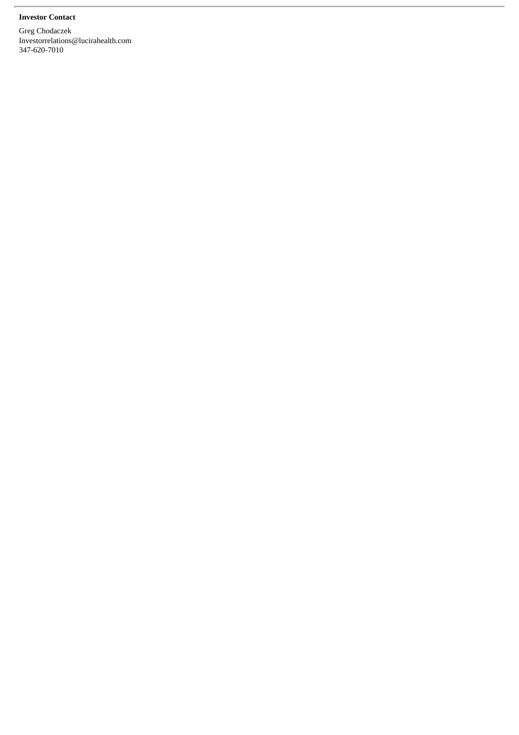**Investor Contact**

Greg Chodaczek
Investorrelations@lucirahealth.com
347-620-7010